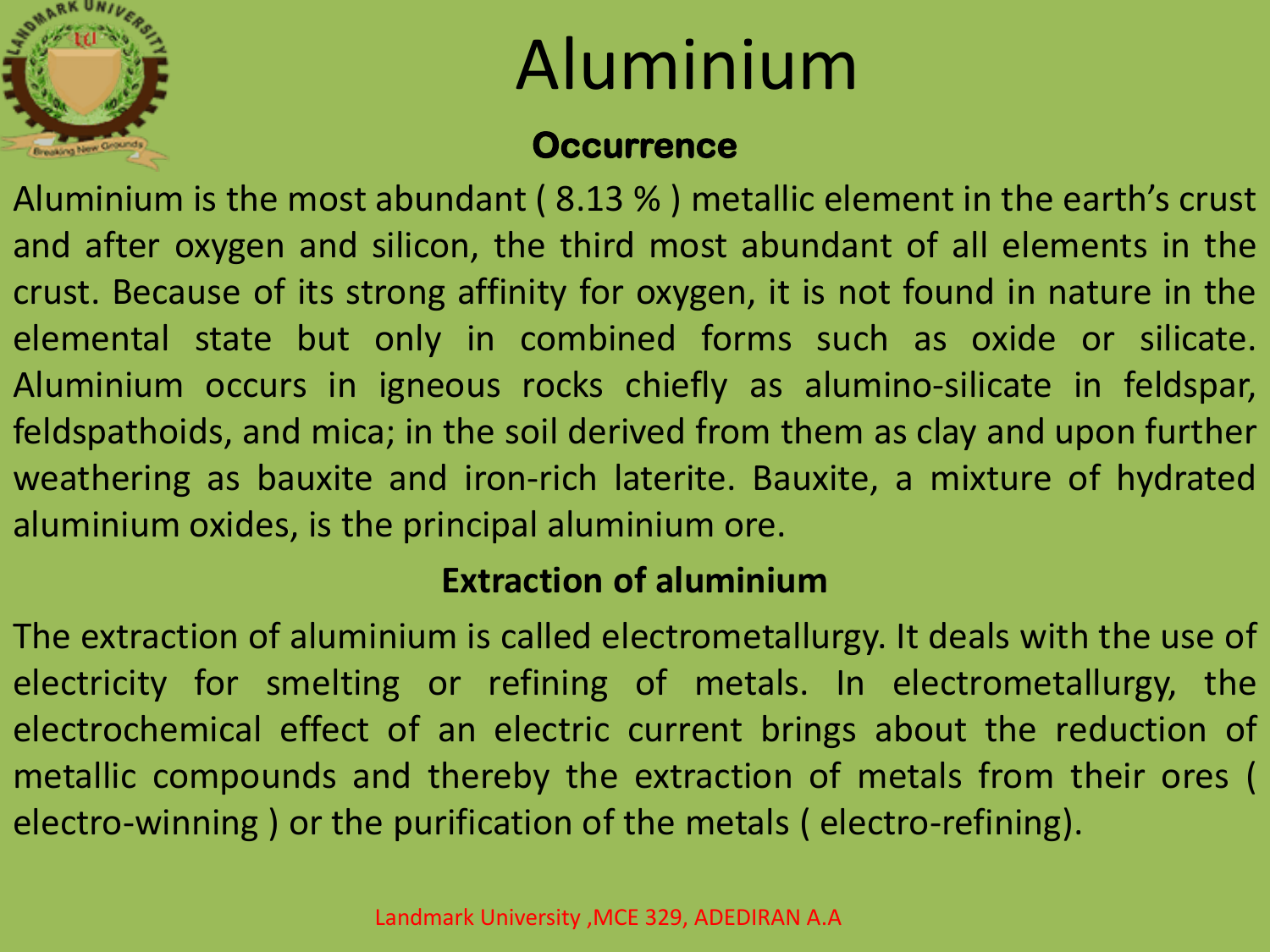# Aluminium

## Occurrence

Aluminium is the most abundant ( 8.13 % ) metallic element in the earth's crust and after oxygen and silicon, the third most abundant of all elements in the crust. Because of its strong affinity for oxygen, it is not found in nature in the elemental state but only in combined forms such as oxide or silicate. Aluminium occurs in igneous rocks chiefly as alumino-silicate in feldspar, feldspathoids, and mica; in the soil derived from them as clay and upon further weathering as bauxite and iron-rich laterite. Bauxite, a mixture of hydrated aluminium oxides, is the principal aluminium ore.

## Extraction of aluminium

The extraction of aluminium is called electrometallurgy. It deals with the use of electricity for smelting or refining of metals. In electrometallurgy, the electrochemical effect of an electric current brings about the reduction of metallic compounds and thereby the extraction of metals from their ores ( electro-winning ) or the purification of the metals ( electro-refining).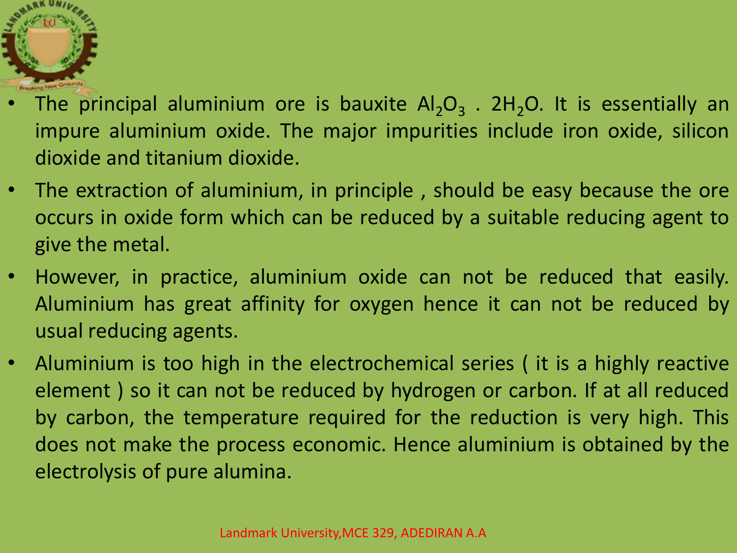- The principal aluminium ore is bauxite $Al_2O_3 . 2H_2O$. It is essentially an impure aluminium oxide. The major impurities include iron oxide, silicon dioxide and titanium dioxide.
- The extraction of aluminium, in principle , should be easy because the ore occurs in oxide form which can be reduced by a suitable reducing agent to give the metal.
- However, in practice, aluminium oxide can not be reduced that easily. Aluminium has great affinity for oxygen hence it can not be reduced by usual reducing agents.
- Aluminium is too high in the electrochemical series ( it is a highly reactive element ) so it can not be reduced by hydrogen or carbon. If at all reduced by carbon, the temperature required for the reduction is very high. This does not make the process economic. Hence aluminium is obtained by the electrolysis of pure alumina.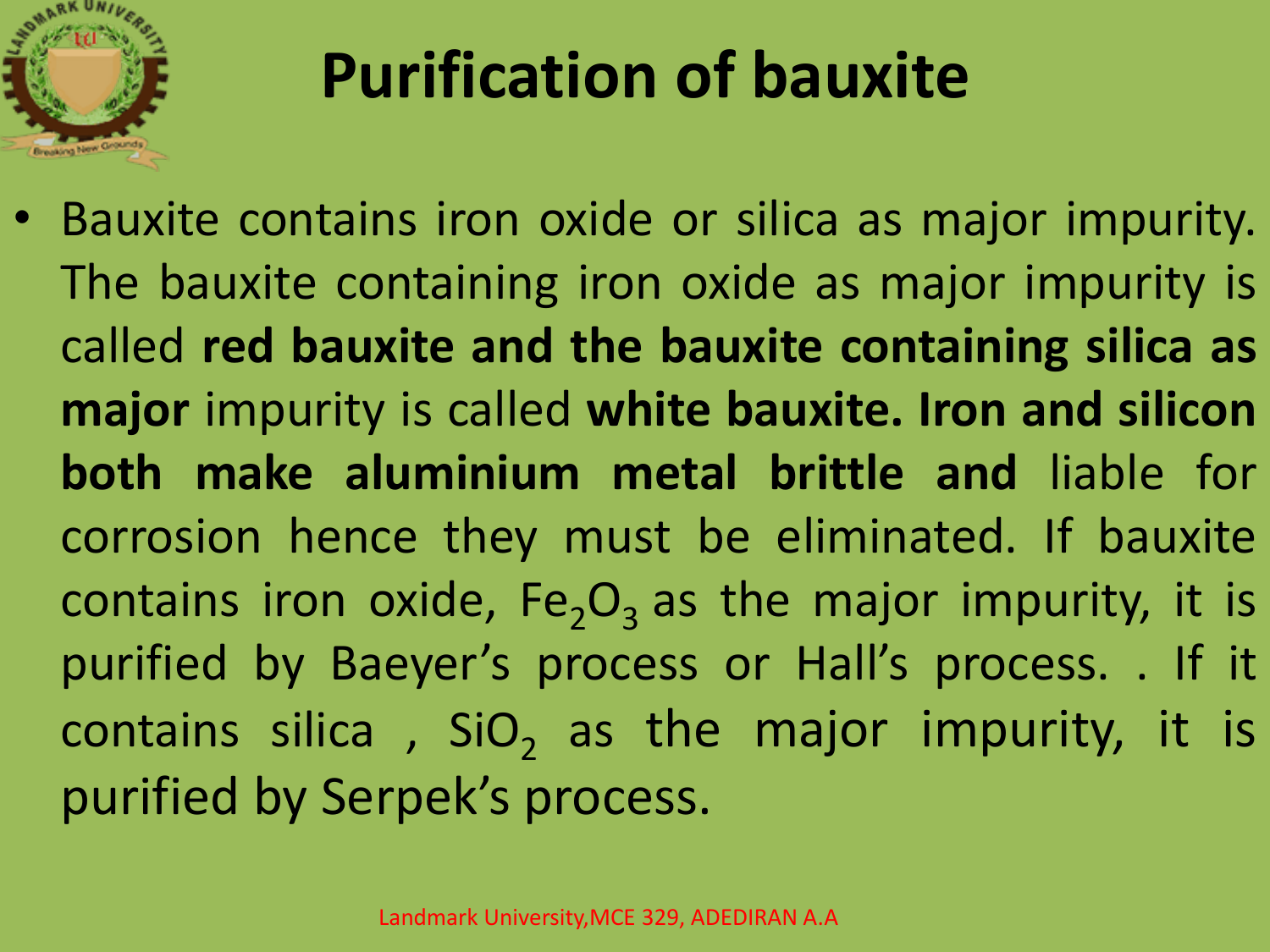# Purification of bauxite

- Bauxite contains iron oxide or silica as major impurity. The bauxite containing iron oxide as major impurity is called **red bauxite and the bauxite containing silica as major** impurity is called **white bauxite. Iron and silicon both make aluminium metal brittle and** liable for corrosion hence they must be eliminated. If bauxite contains iron oxide, $Fe_2O_3$ as the major impurity, it is purified by Baeyer's process or Hall's process. . If it contains silica , $SiO_2$ as the major impurity, it is purified by Serpek's process.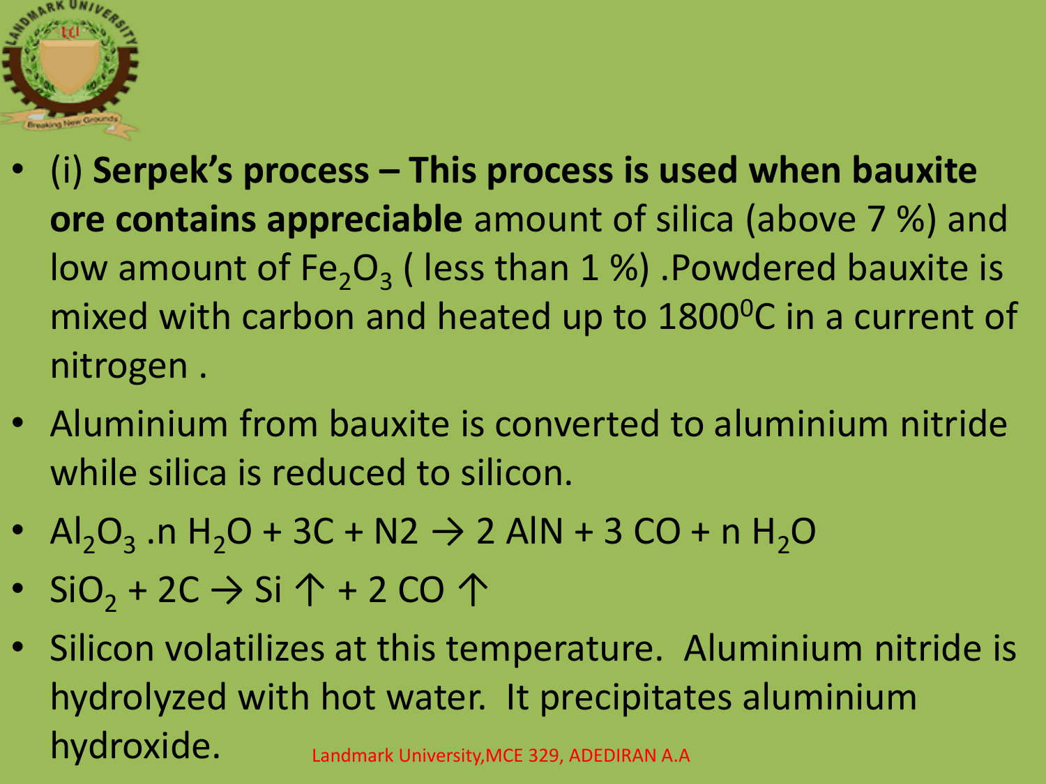- (i) **Serpek's process – This process is used when bauxite ore contains appreciable** amount of silica (above 7 %) and low amount of $Fe_2O_3$ ( less than 1 %) .Powdered bauxite is mixed with carbon and heated up to $1800^0C$ in a current of nitrogen .
- Aluminium from bauxite is converted to aluminium nitride while silica is reduced to silicon.
- $Al_2O_3 .n\ H_2O + 3C + N2 \rightarrow 2\ AlN + 3\ CO + n\ H_2O$
- $SiO_2 + 2C \rightarrow Si \uparrow + 2\ CO \uparrow$
- Silicon volatilizes at this temperature. Aluminium nitride is hydrolyzed with hot water. It precipitates aluminium hydroxide.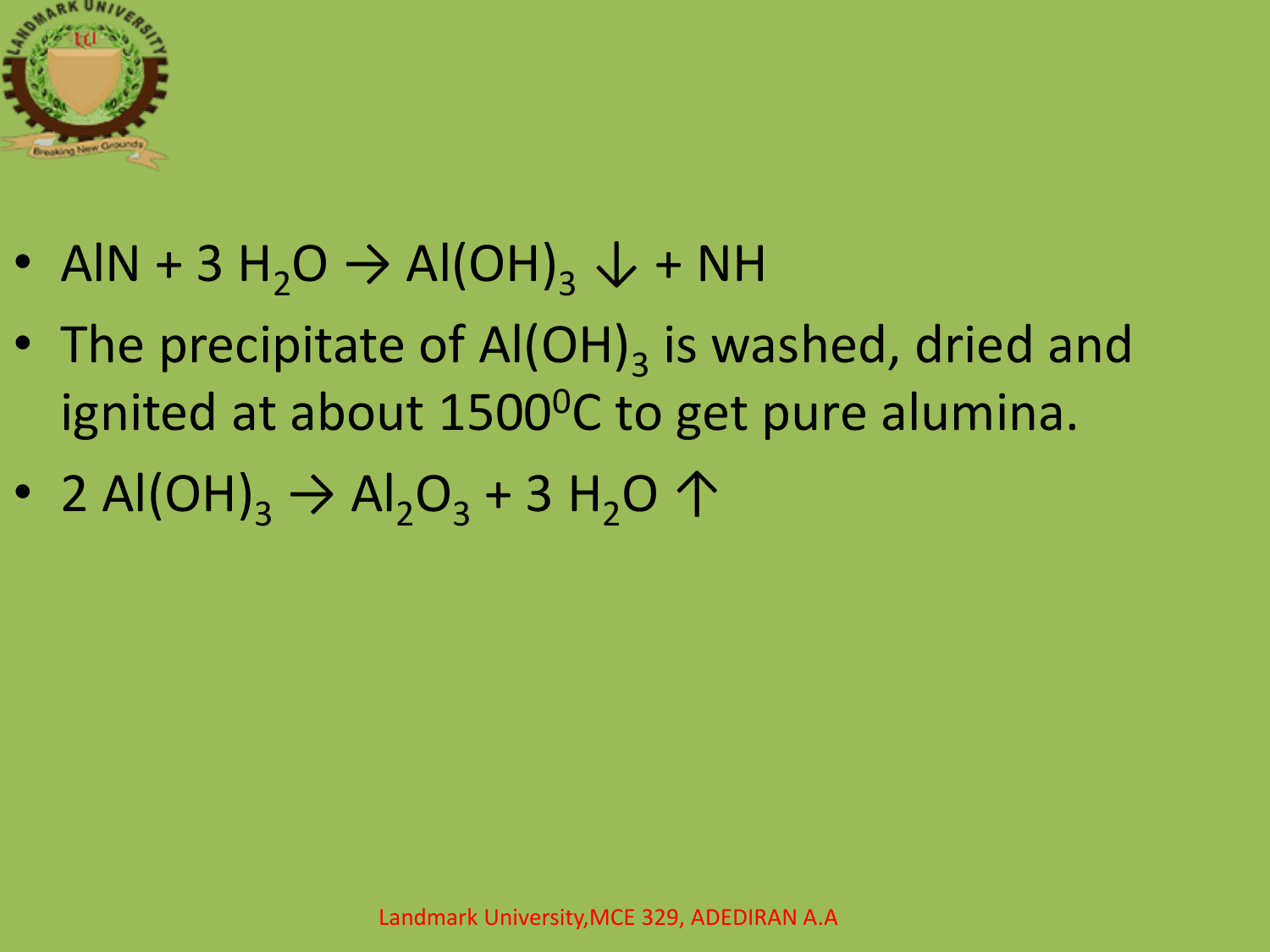- $AlN + 3\ H_2O \rightarrow Al(OH)_3 \downarrow + NH$
- The precipitate of $Al(OH)_3$ is washed, dried and ignited at about $1500^0C$ to get pure alumina.
- $2\ Al(OH)_3 \rightarrow Al_2O_3 + 3\ H_2O \uparrow$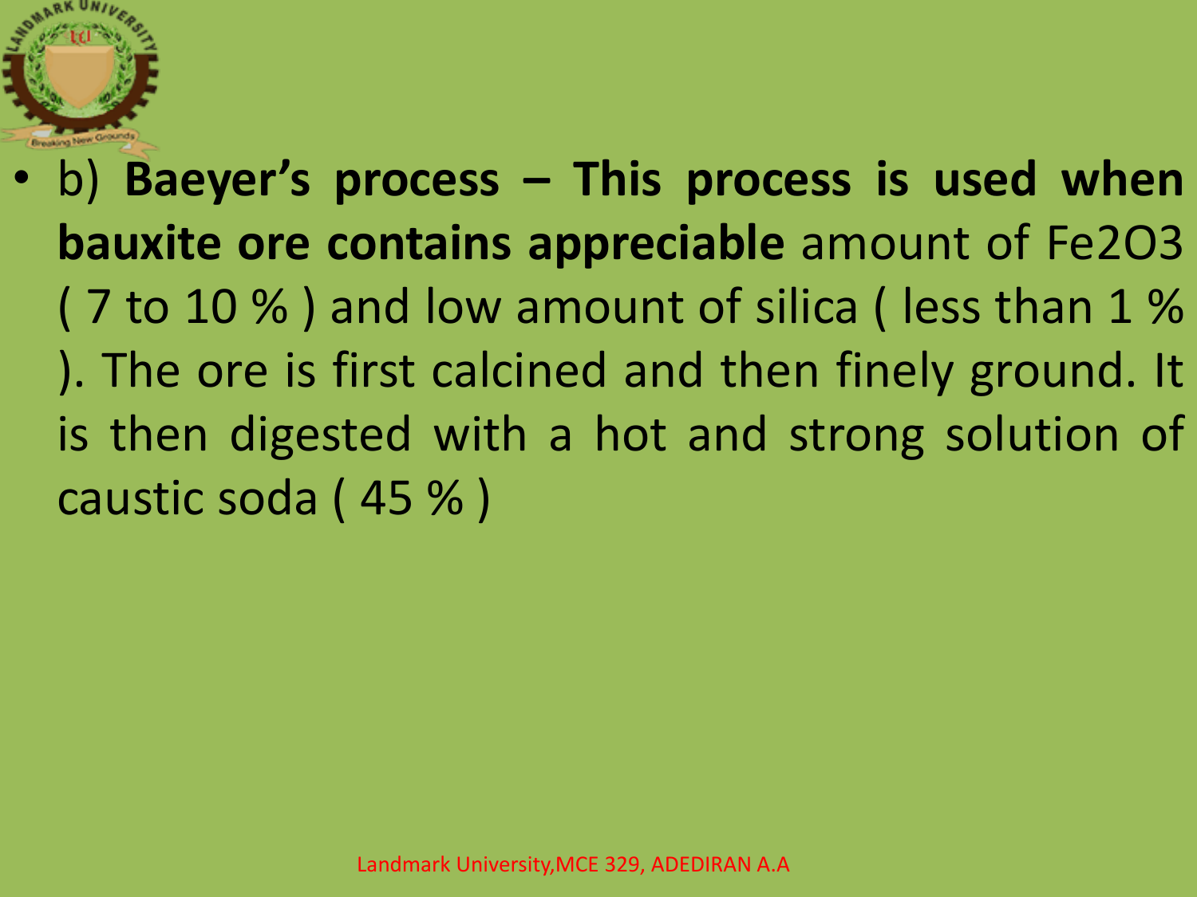- b) **Baeyer's process – This process is used when bauxite ore contains appreciable** amount of $Fe_2O_3$ ( 7 to 10 % ) and low amount of silica ( less than 1 % ). The ore is first calcined and then finely ground. It is then digested with a hot and strong solution of caustic soda ( 45 % )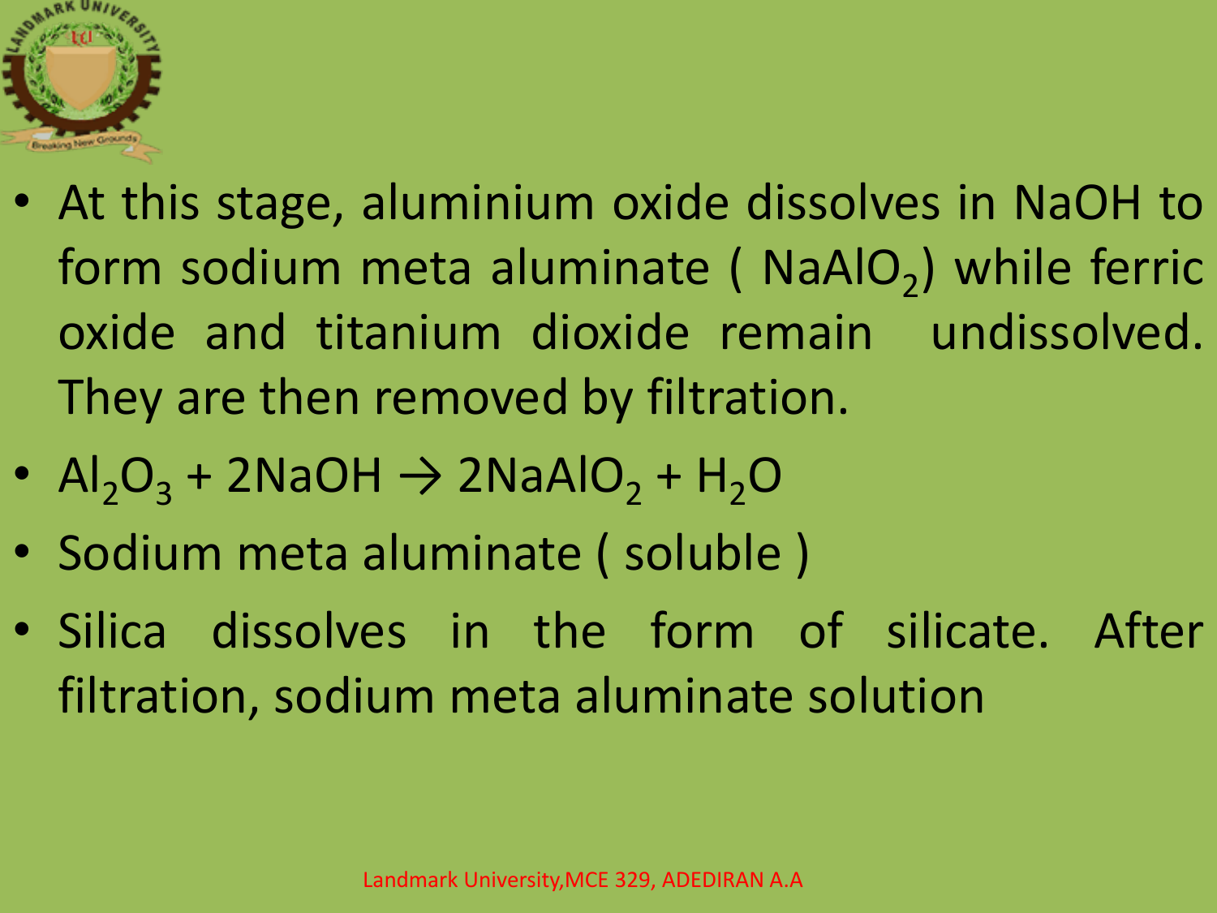- At this stage, aluminium oxide dissolves in NaOH to form sodium meta aluminate ( $NaAlO_2$) while ferric oxide and titanium dioxide remain undissolved. They are then removed by filtration.
- $Al_2O_3 + 2NaOH \rightarrow 2NaAlO_2 + H_2O$
- Sodium meta aluminate ( soluble )
- Silica dissolves in the form of silicate. After filtration, sodium meta aluminate solution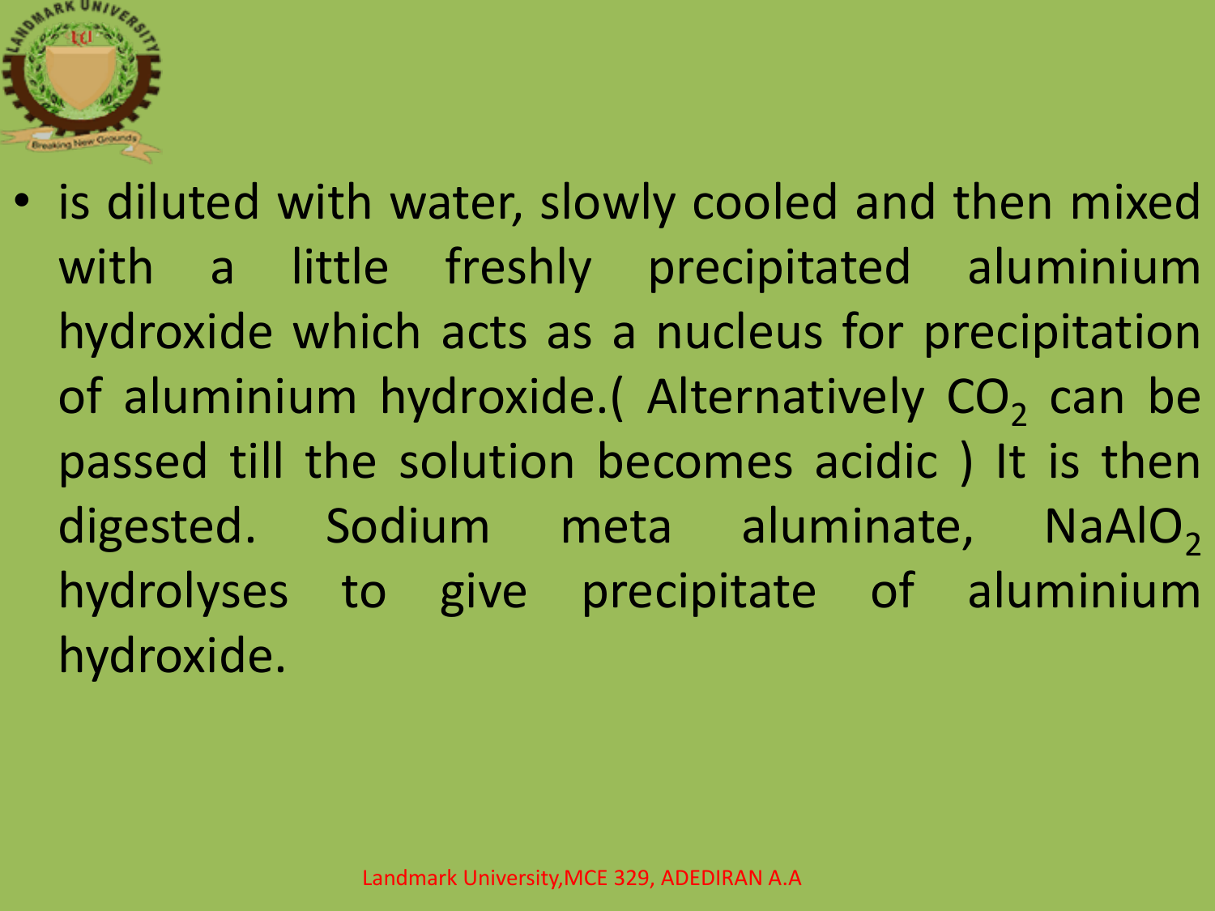- is diluted with water, slowly cooled and then mixed with a little freshly precipitated aluminium hydroxide which acts as a nucleus for precipitation of aluminium hydroxide.( Alternatively $CO_2$ can be passed till the solution becomes acidic ) It is then digested. Sodium meta aluminate, $NaAlO_2$ hydrolyses to give precipitate of aluminium hydroxide.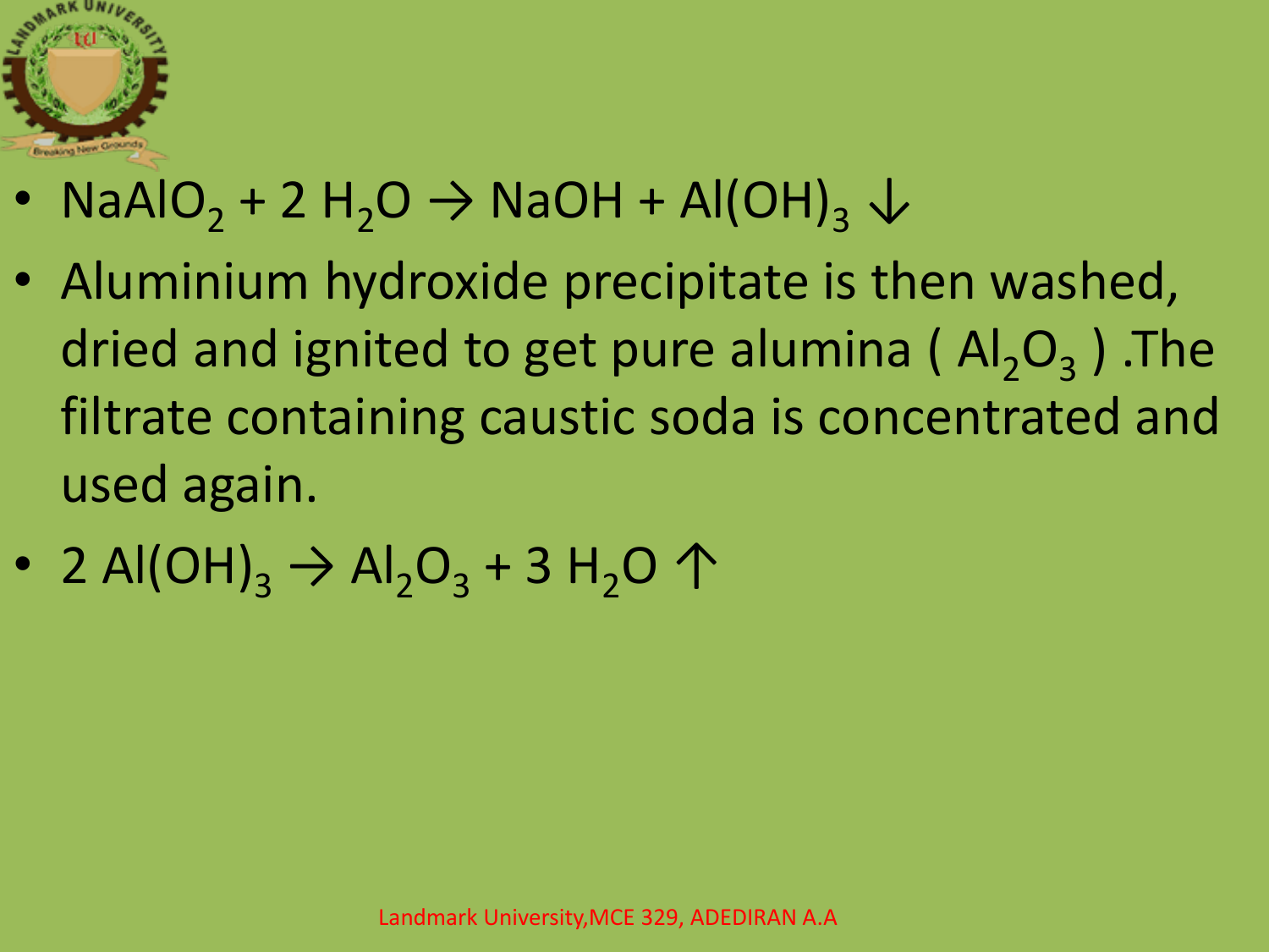- $NaAlO_2 + 2\ H_2O \rightarrow NaOH + Al(OH)_3 \downarrow$
- Aluminium hydroxide precipitate is then washed, dried and ignited to get pure alumina ( $Al_2O_3$ ) .The filtrate containing caustic soda is concentrated and used again.
- $2\ Al(OH)_3 \rightarrow Al_2O_3 + 3\ H_2O \uparrow$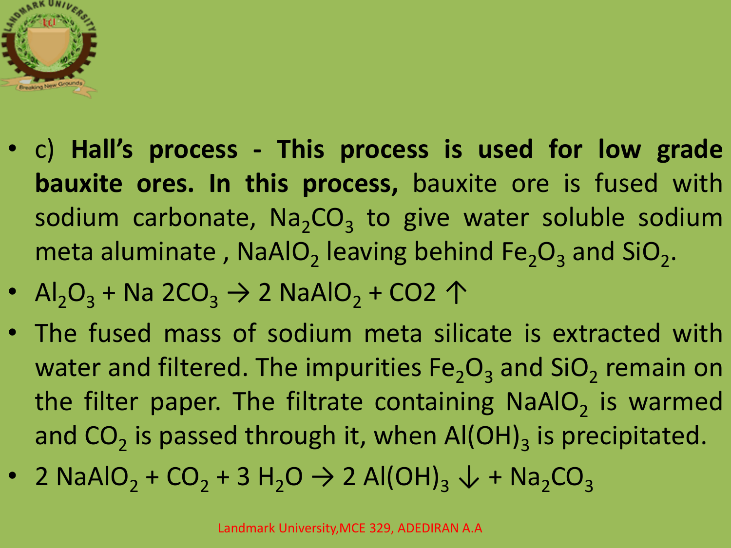- c) **Hall's process - This process is used for low grade bauxite ores. In this process,** bauxite ore is fused with sodium carbonate, $Na_2CO_3$ to give water soluble sodium meta aluminate , $NaAlO_2$ leaving behind $Fe_2O_3$ and $SiO_2$.
- $Al_2O_3$ + Na $2CO_3$ → 2 $NaAlO_2$ + CO2 ↑
- The fused mass of sodium meta silicate is extracted with water and filtered. The impurities $Fe_2O_3$ and $SiO_2$ remain on the filter paper. The filtrate containing $NaAlO_2$ is warmed and $CO_2$ is passed through it, when $Al(OH)_3$ is precipitated.
- $2\ NaAlO_2 + CO_2 + 3\ H_2O \rightarrow 2\ Al(OH)_3 \downarrow + Na_2CO_3$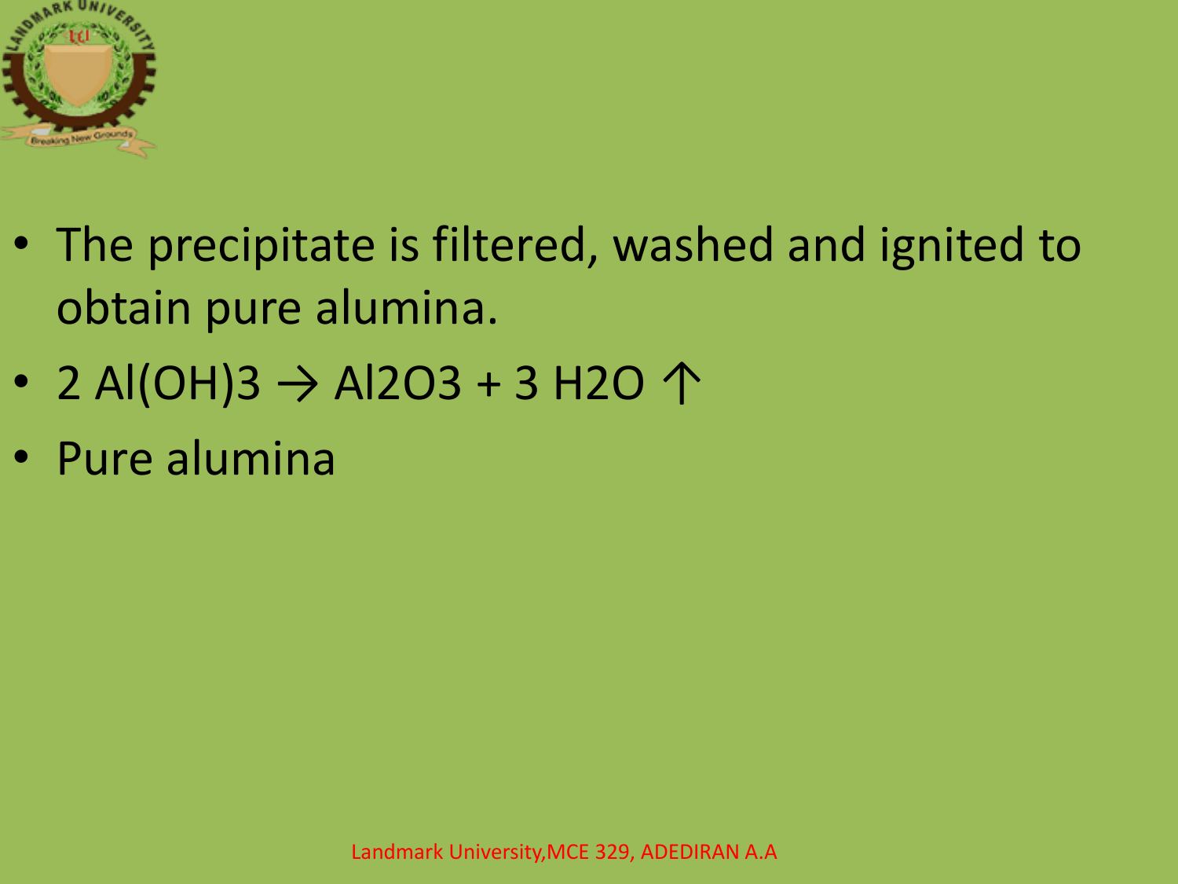- The precipitate is filtered, washed and ignited to obtain pure alumina.
- $2\ Al(OH)_3 \rightarrow Al_2O_3 + 3\ H_2O \uparrow$
- Pure alumina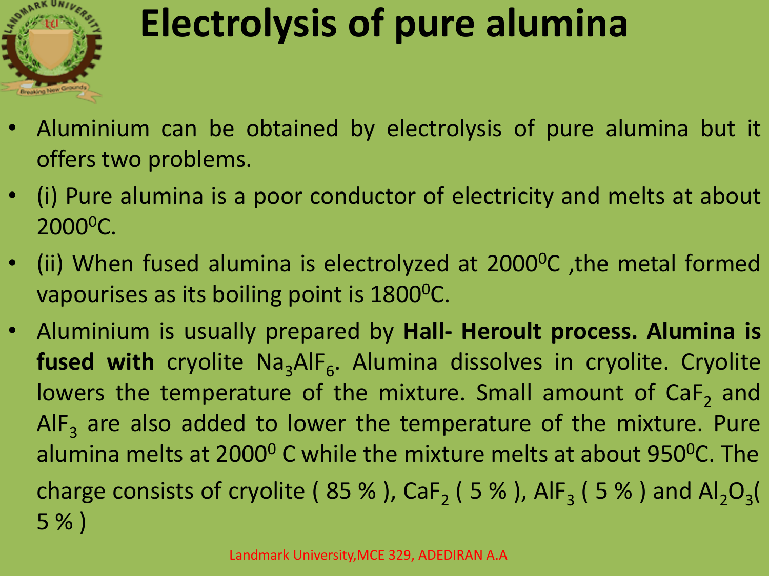# Electrolysis of pure alumina

- Aluminium can be obtained by electrolysis of pure alumina but it offers two problems.
- (i) Pure alumina is a poor conductor of electricity and melts at about $2000^0C$.
- (ii) When fused alumina is electrolyzed at $2000^0C$ ,the metal formed vapourises as its boiling point is $1800^0C$.
- Aluminium is usually prepared by **Hall- Heroult process. Alumina is fused with** cryolite $Na_3AlF_6$. Alumina dissolves in cryolite. Cryolite lowers the temperature of the mixture. Small amount of $CaF_2$ and $AlF_3$ are also added to lower the temperature of the mixture. Pure alumina melts at $2000^0$ C while the mixture melts at about $950^0C$. The charge consists of cryolite ( 85 % ), $CaF_2$ ( 5 % ), $AlF_3$ ( 5 % ) and $Al_2O_3$( 5 % )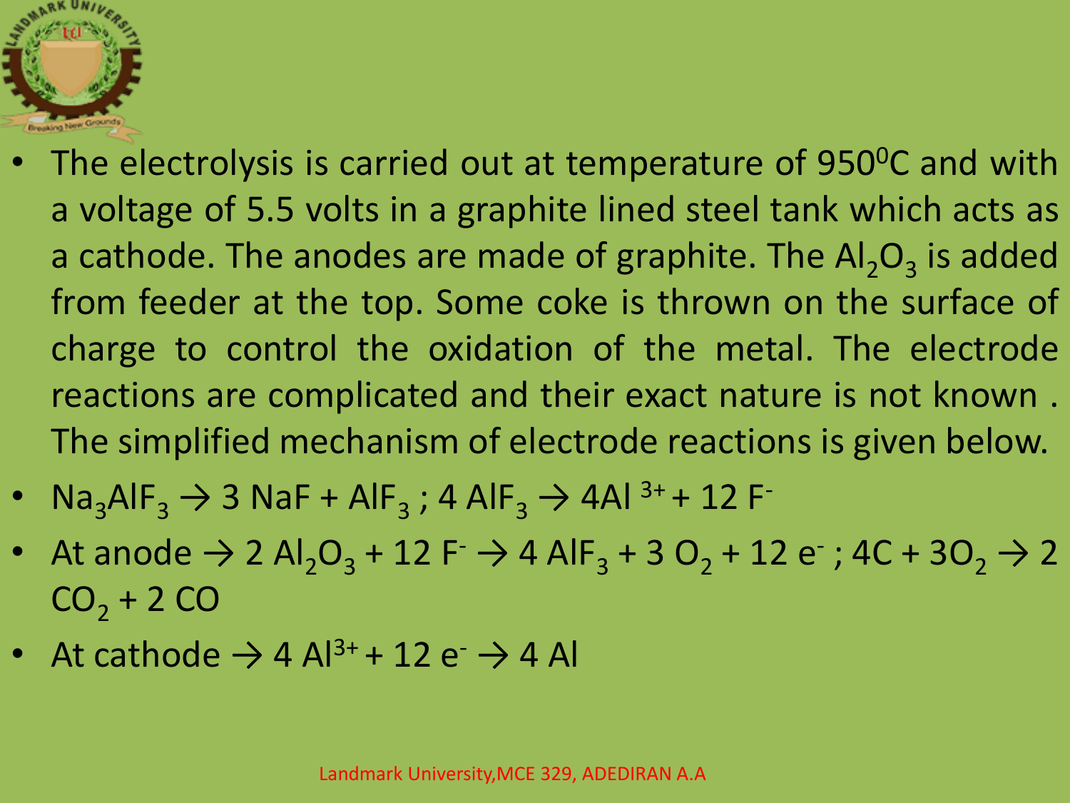- The electrolysis is carried out at temperature of $950^0C$ and with a voltage of 5.5 volts in a graphite lined steel tank which acts as a cathode. The anodes are made of graphite. The $Al_2O_3$ is added from feeder at the top. Some coke is thrown on the surface of charge to control the oxidation of the metal. The electrode reactions are complicated and their exact nature is not known . The simplified mechanism of electrode reactions is given below.
- $Na_3AlF_3 \rightarrow 3\ NaF + AlF_3$ ; $4\ AlF_3 \rightarrow 4Al^{3+} + 12\ F^-$
- At anode $\rightarrow 2\ Al_2O_3 + 12\ F^- \rightarrow 4\ AlF_3 + 3\ O_2 + 12\ e^-$ ; $4C + 3O_2 \rightarrow 2\ CO_2 + 2\ CO$
- At cathode $\rightarrow 4\ Al^{3+} + 12\ e^- \rightarrow 4\ Al$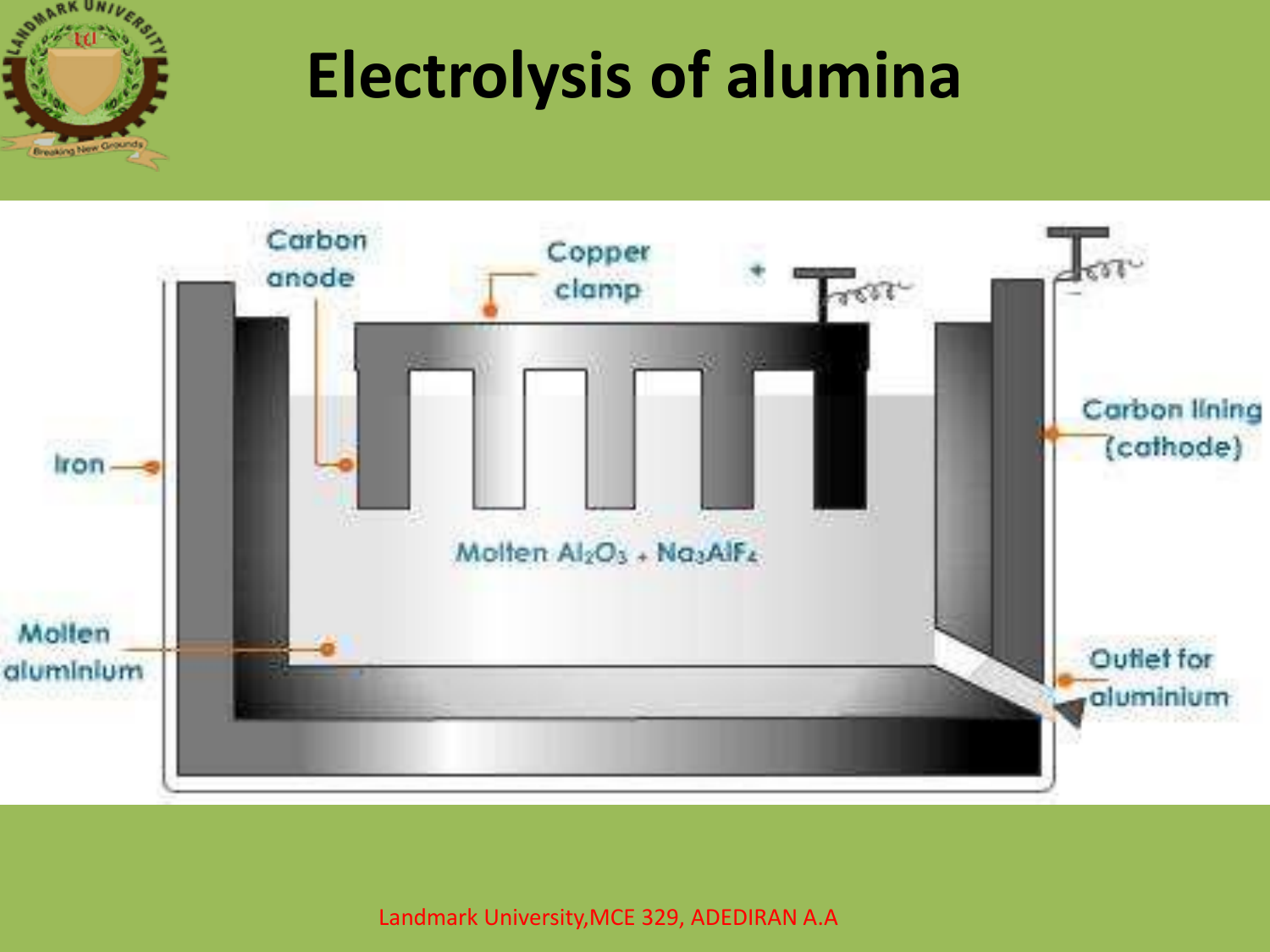# Electrolysis of alumina

Carbon anode

Copper clamp

+

−

Iron

Carbon lining (cathode)

Molten $Al_2O_3$ + $Na_3AlF_6$

Molten aluminium

Outlet for aluminium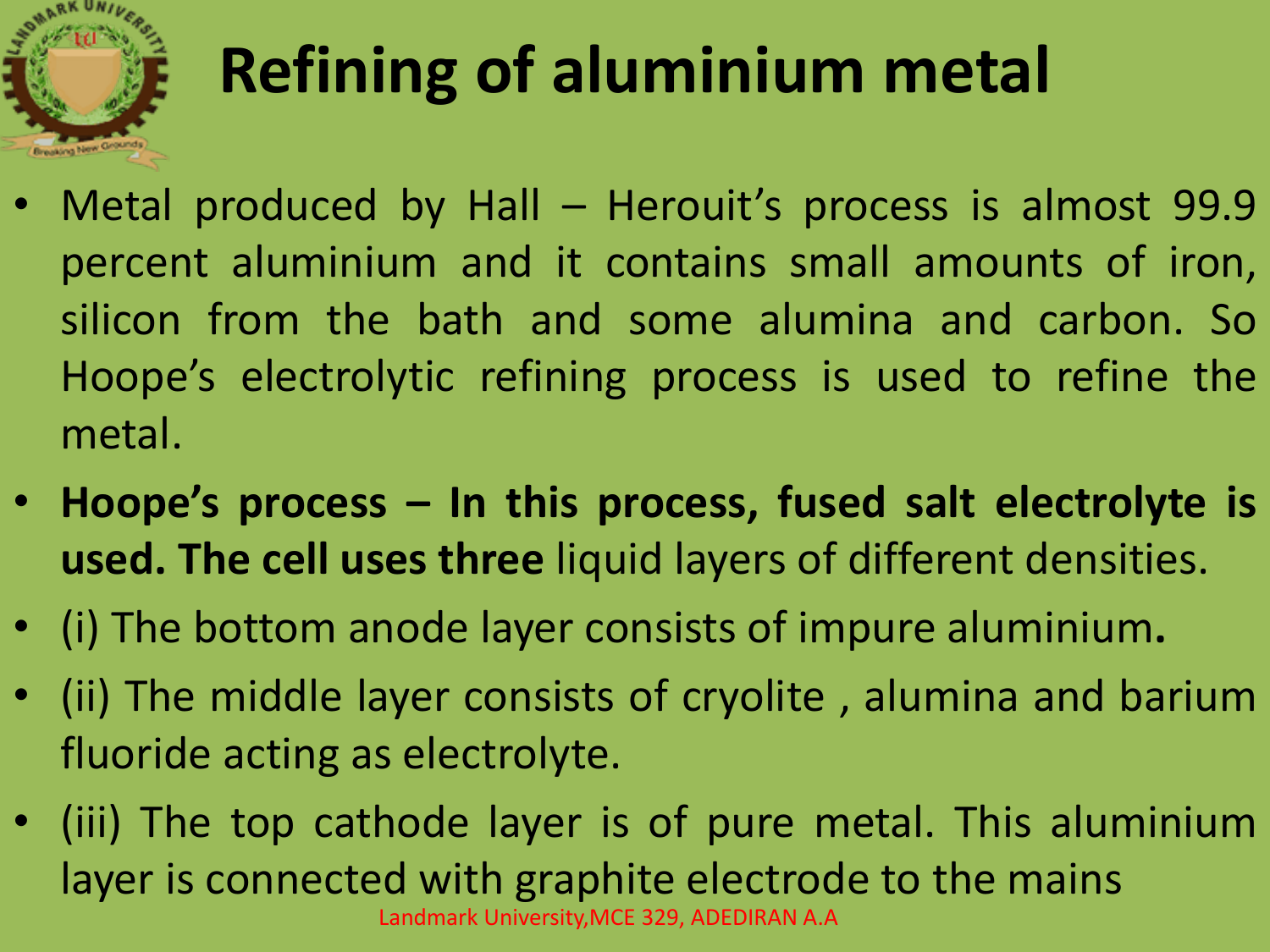# Refining of aluminium metal

- Metal produced by Hall – Herouit's process is almost 99.9 percent aluminium and it contains small amounts of iron, silicon from the bath and some alumina and carbon. So Hoope's electrolytic refining process is used to refine the metal.
- **Hoope's process – In this process, fused salt electrolyte is used. The cell uses three** liquid layers of different densities.
- (i) The bottom anode layer consists of impure aluminium**.**
- (ii) The middle layer consists of cryolite , alumina and barium fluoride acting as electrolyte.
- (iii) The top cathode layer is of pure metal. This aluminium layer is connected with graphite electrode to the mains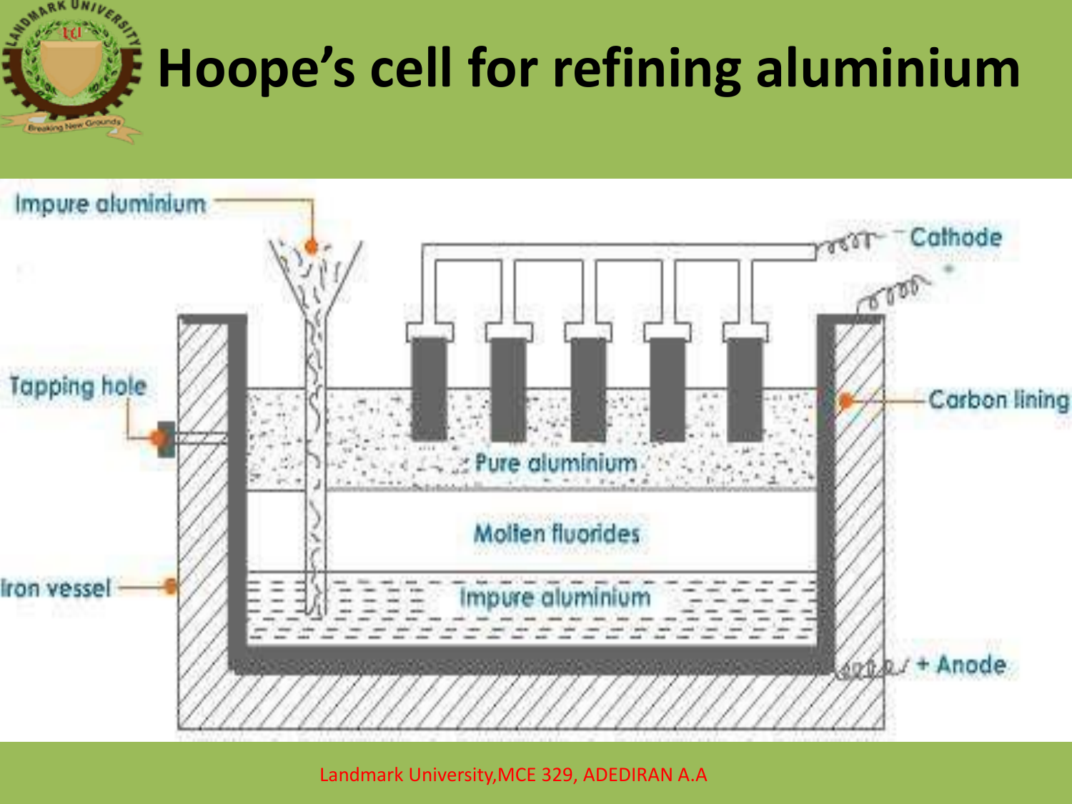# Hoope's cell for refining aluminium

Impure aluminium

Cathode

Tapping hole

Carbon lining

Pure aluminium

Molten fluorides

Iron vessel

Impure aluminium

+ Anode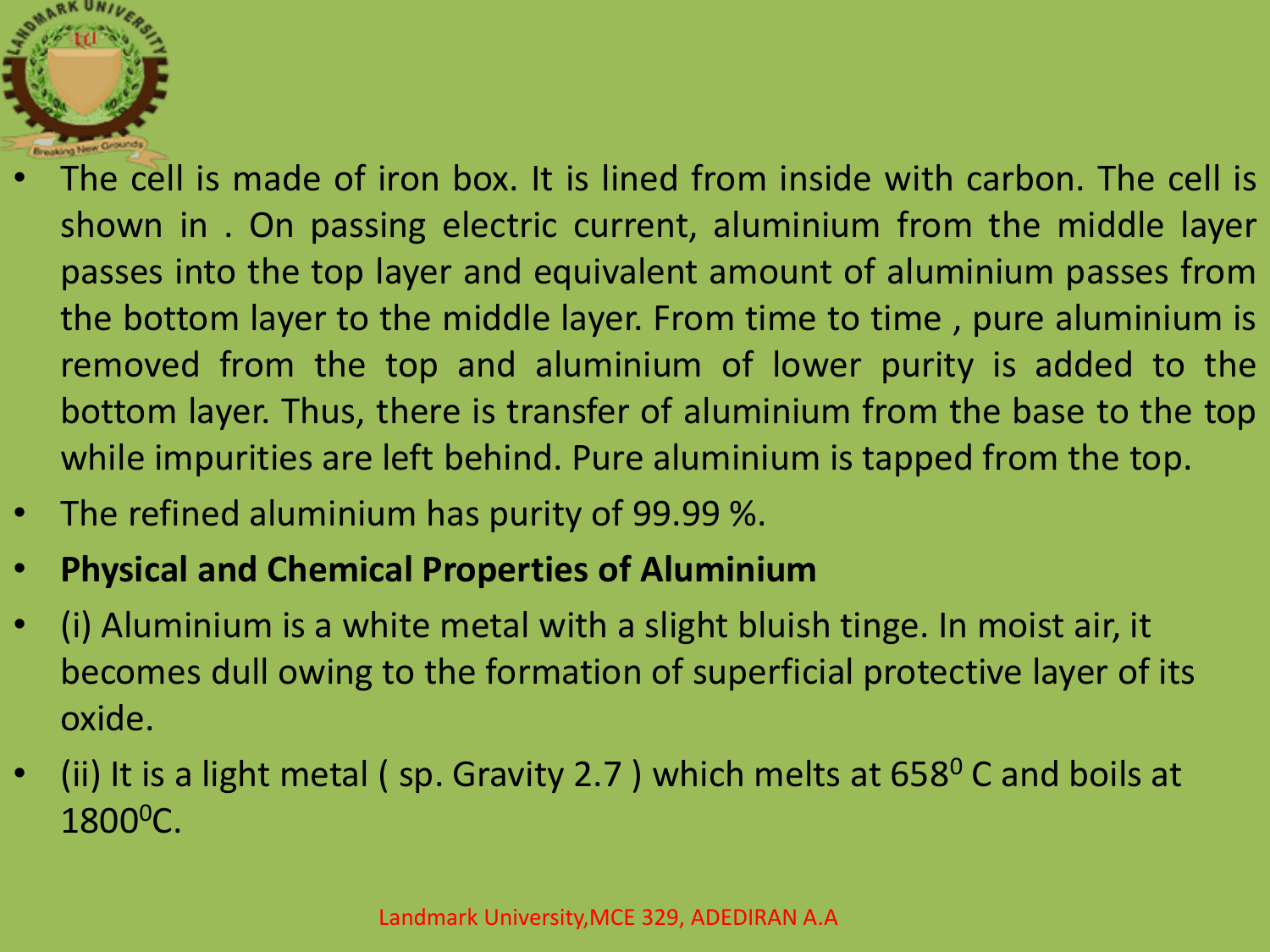- The cell is made of iron box. It is lined from inside with carbon. The cell is shown in . On passing electric current, aluminium from the middle layer passes into the top layer and equivalent amount of aluminium passes from the bottom layer to the middle layer. From time to time , pure aluminium is removed from the top and aluminium of lower purity is added to the bottom layer. Thus, there is transfer of aluminium from the base to the top while impurities are left behind. Pure aluminium is tapped from the top.
- The refined aluminium has purity of 99.99 %.
- **Physical and Chemical Properties of Aluminium**
- (i) Aluminium is a white metal with a slight bluish tinge. In moist air, it becomes dull owing to the formation of superficial protective layer of its oxide.
- (ii) It is a light metal ( sp. Gravity 2.7 ) which melts at $658^0$ C and boils at $1800^0$C.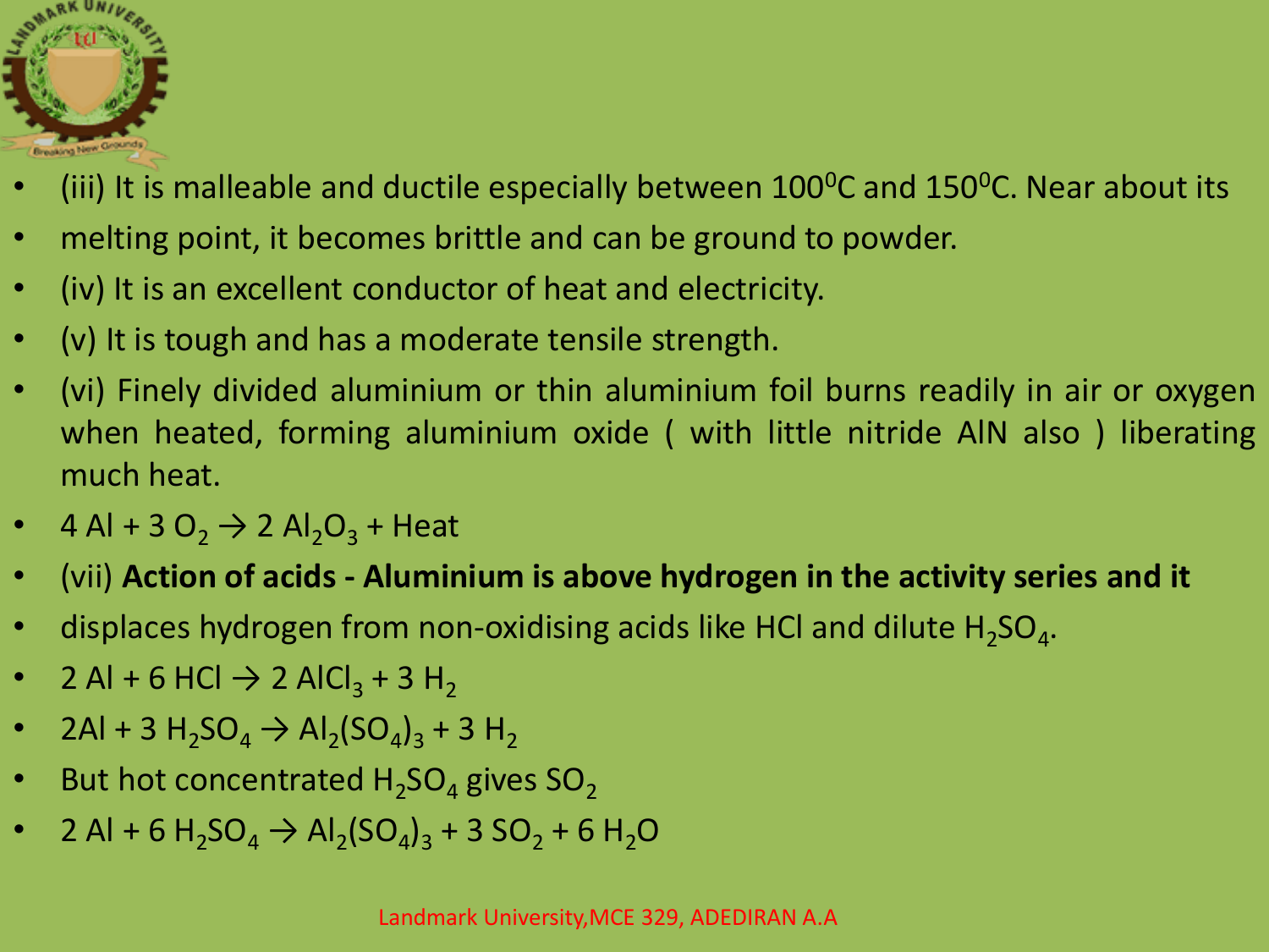- (iii) It is malleable and ductile especially between $100^0C$ and $150^0C$. Near about its
- melting point, it becomes brittle and can be ground to powder.
- (iv) It is an excellent conductor of heat and electricity.
- (v) It is tough and has a moderate tensile strength.
- (vi) Finely divided aluminium or thin aluminium foil burns readily in air or oxygen when heated, forming aluminium oxide ( with little nitride AlN also ) liberating much heat.
- $4 Al + 3 O_2 \rightarrow 2 Al_2O_3 + Heat$
- (vii) **Action of acids - Aluminium is above hydrogen in the activity series and it**
- displaces hydrogen from non-oxidising acids like HCl and dilute $H_2SO_4$.
- $2 Al + 6 HCl \rightarrow 2 AlCl_3 + 3 H_2$
- $2Al + 3 H_2SO_4 \rightarrow Al_2(SO_4)_3 + 3 H_2$
- But hot concentrated $H_2SO_4$ gives $SO_2$
- $2 Al + 6 H_2SO_4 \rightarrow Al_2(SO_4)_3 + 3 SO_2 + 6 H_2O$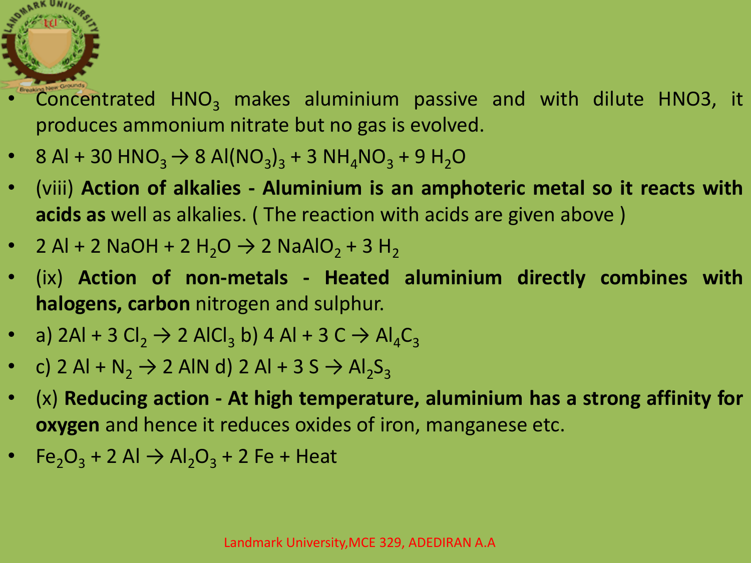- Concentrated $HNO_3$ makes aluminium passive and with dilute HNO3, it produces ammonium nitrate but no gas is evolved.
- $8\ Al + 30\ HNO_3 \rightarrow 8\ Al(NO_3)_3 + 3\ NH_4NO_3 + 9\ H_2O$
- (viii) **Action of alkalies - Aluminium is an amphoteric metal so it reacts with acids as** well as alkalies. ( The reaction with acids are given above )
- $2\ Al + 2\ NaOH + 2\ H_2O \rightarrow 2\ NaAlO_2 + 3\ H_2$
- (ix) **Action of non-metals - Heated aluminium directly combines with halogens, carbon** nitrogen and sulphur.
- a) $2Al + 3\ Cl_2 \rightarrow 2\ AlCl_3$ b) $4\ Al + 3\ C \rightarrow Al_4C_3$
- c) $2\ Al + N_2 \rightarrow 2\ AlN$ d) $2\ Al + 3\ S \rightarrow Al_2S_3$
- (x) **Reducing action - At high temperature, aluminium has a strong affinity for oxygen** and hence it reduces oxides of iron, manganese etc.
- $Fe_2O_3 + 2\ Al \rightarrow Al_2O_3 + 2\ Fe + \text{Heat}$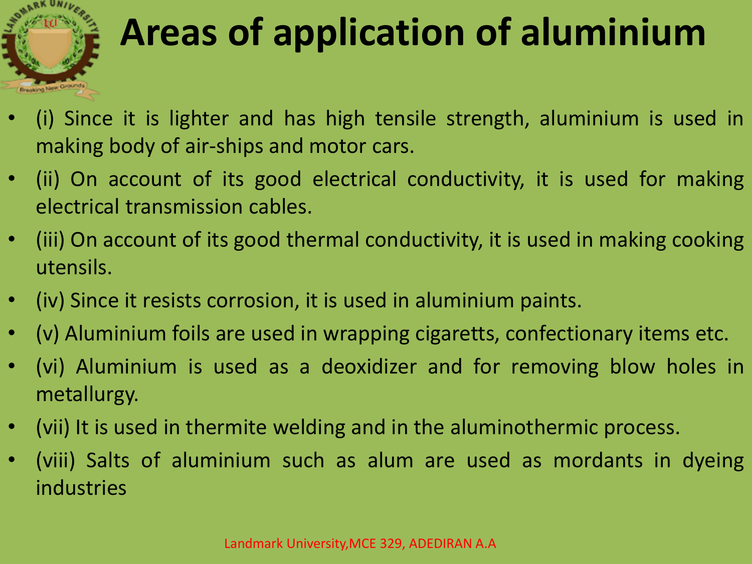# Areas of application of aluminium

- (i) Since it is lighter and has high tensile strength, aluminium is used in making body of air-ships and motor cars.
- (ii) On account of its good electrical conductivity, it is used for making electrical transmission cables.
- (iii) On account of its good thermal conductivity, it is used in making cooking utensils.
- (iv) Since it resists corrosion, it is used in aluminium paints.
- (v) Aluminium foils are used in wrapping cigaretts, confectionary items etc.
- (vi) Aluminium is used as a deoxidizer and for removing blow holes in metallurgy.
- (vii) It is used in thermite welding and in the aluminothermic process.
- (viii) Salts of aluminium such as alum are used as mordants in dyeing industries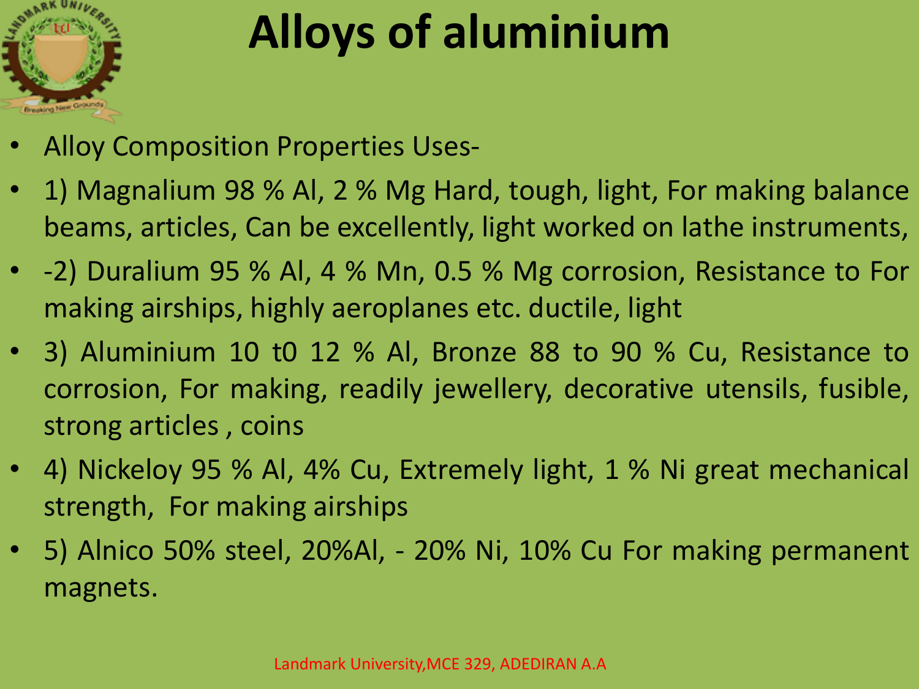# Alloys of aluminium

- Alloy Composition Properties Uses-
- 1) Magnalium 98 % Al, 2 % Mg Hard, tough, light, For making balance beams, articles, Can be excellently, light worked on lathe instruments,
- -2) Duralium 95 % Al, 4 % Mn, 0.5 % Mg corrosion, Resistance to For making airships, highly aeroplanes etc. ductile, light
- 3) Aluminium 10 t0 12 % Al, Bronze 88 to 90 % Cu, Resistance to corrosion, For making, readily jewellery, decorative utensils, fusible, strong articles , coins
- 4) Nickeloy 95 % Al, 4% Cu, Extremely light, 1 % Ni great mechanical strength, For making airships
- 5) Alnico 50% steel, 20%Al, - 20% Ni, 10% Cu For making permanent magnets.